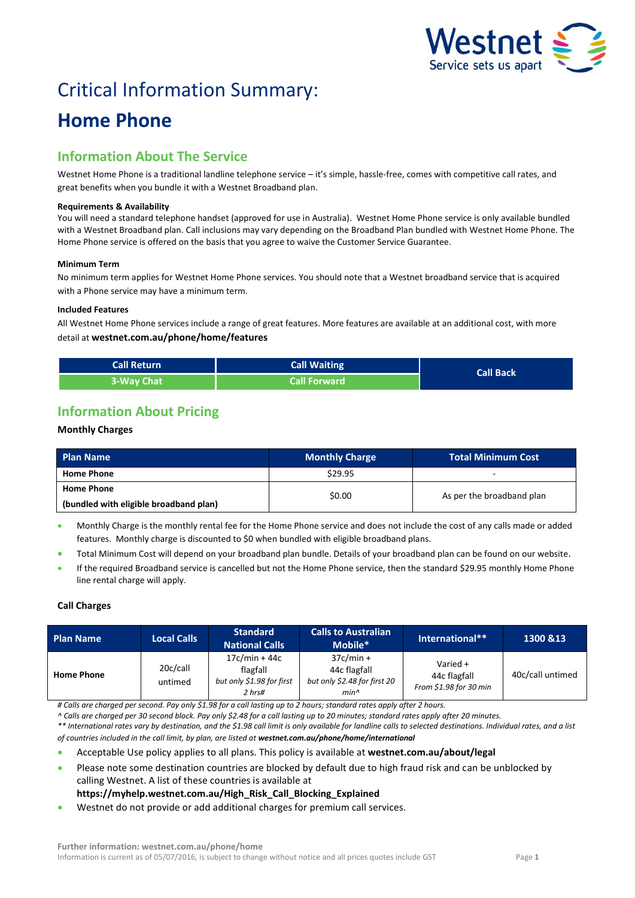Westnet
Service sets us apart

# Critical Information Summary:

# Home Phone

## Information About The Service

Westnet Home Phone is a traditional landline telephone service – it's simple, hassle-free, comes with competitive call rates, and great benefits when you bundle it with a Westnet Broadband plan.

**Requirements & Availability**

You will need a standard telephone handset (approved for use in Australia). Westnet Home Phone service is only available bundled with a Westnet Broadband plan. Call inclusions may vary depending on the Broadband Plan bundled with Westnet Home Phone. The Home Phone service is offered on the basis that you agree to waive the Customer Service Guarantee.

**Minimum Term**

No minimum term applies for Westnet Home Phone services. You should note that a Westnet broadband service that is acquired with a Phone service may have a minimum term.

**Included Features**

All Westnet Home Phone services include a range of great features. More features are available at an additional cost, with more detail at **westnet.com.au/phone/home/features**

| Call Return | Call Waiting | Call Back |
|---|---|---|
| 3-Way Chat | Call Forward | |

## Information About Pricing

**Monthly Charges**

| Plan Name | Monthly Charge | Total Minimum Cost |
|---|---|---|
| **Home Phone** | $29.95 | - |
| **Home Phone (bundled with eligible broadband plan)** | $0.00 | As per the broadband plan |

- Monthly Charge is the monthly rental fee for the Home Phone service and does not include the cost of any calls made or added features. Monthly charge is discounted to $0 when bundled with eligible broadband plans.
- Total Minimum Cost will depend on your broadband plan bundle. Details of your broadband plan can be found on our website.
- If the required Broadband service is cancelled but not the Home Phone service, then the standard $29.95 monthly Home Phone line rental charge will apply.

**Call Charges**

| Plan Name | Local Calls | Standard National Calls | Calls to Australian Mobile* | International** | 1300 &13 |
|---|---|---|---|---|---|
| **Home Phone** | 20c/call untimed | 17c/min + 44c flagfall *but only $1.98 for first 2 hrs#* | 37c/min + 44c flagfall *but only $2.48 for first 20 min^* | Varied + 44c flagfall *From $1.98 for 30 min* | 40c/call untimed |

*# Calls are charged per second. Pay only $1.98 for a call lasting up to 2 hours; standard rates apply after 2 hours.*

*^ Calls are charged per 30 second block. Pay only $2.48 for a call lasting up to 20 minutes; standard rates apply after 20 minutes.*

*** International rates vary by destination, and the $1.98 call limit is only available for landline calls to selected destinations. Individual rates, and a list of countries included in the call limit, by plan, are listed at **westnet.com.au/phone/home/international***

- Acceptable Use policy applies to all plans. This policy is available at **westnet.com.au/about/legal**
- Please note some destination countries are blocked by default due to high fraud risk and can be unblocked by calling Westnet. A list of these countries is available at **https://myhelp.westnet.com.au/High_Risk_Call_Blocking_Explained**
- Westnet do not provide or add additional charges for premium call services.

**Further information: westnet.com.au/phone/home**

Information is current as of 05/07/2016, is subject to change without notice and all prices quotes include GST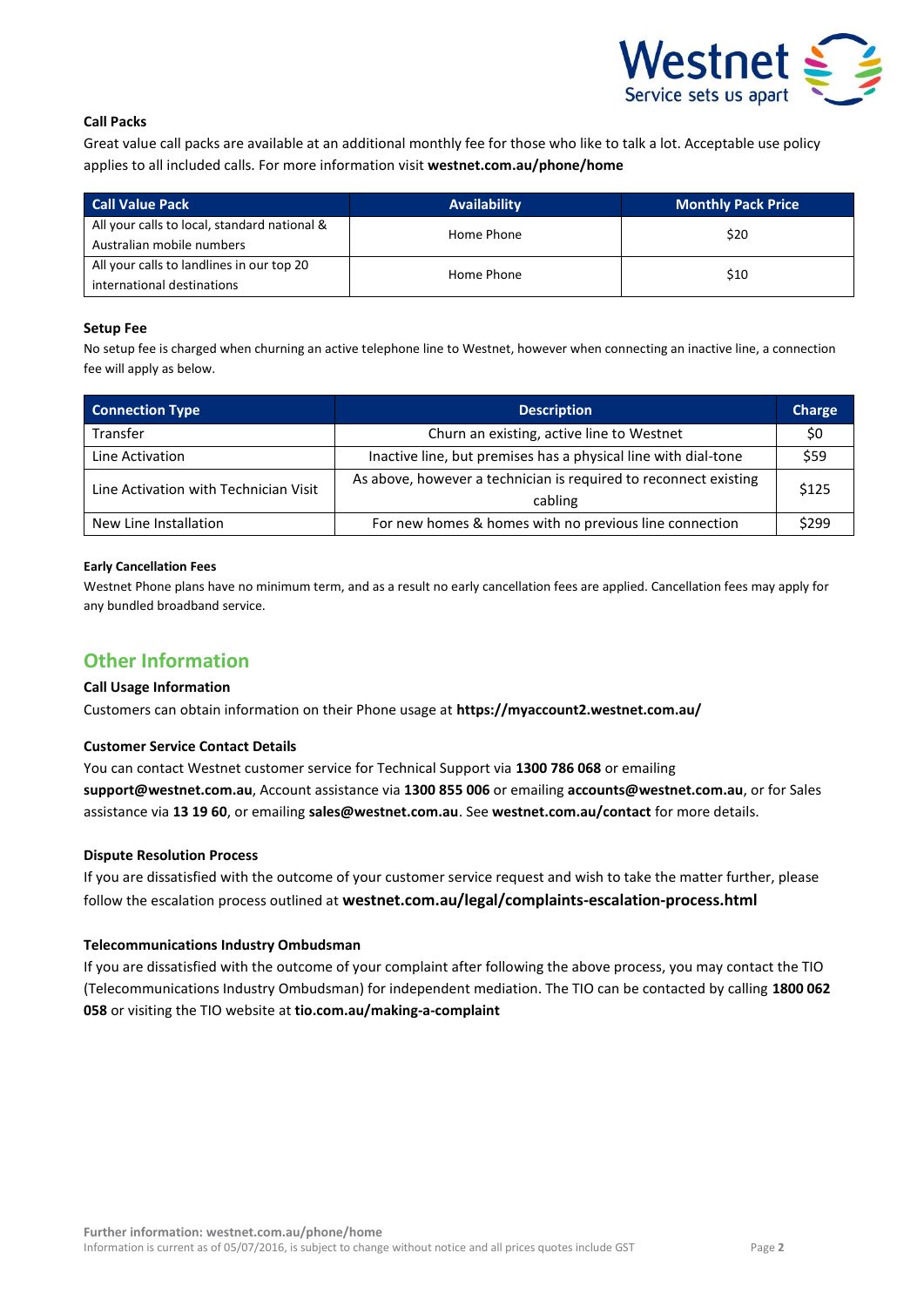### Call Packs

Great value call packs are available at an additional monthly fee for those who like to talk a lot. Acceptable use policy applies to all included calls. For more information visit **westnet.com.au/phone/home**

| Call Value Pack | Availability | Monthly Pack Price |
| --- | --- | --- |
| All your calls to local, standard national & Australian mobile numbers | Home Phone | $20 |
| All your calls to landlines in our top 20 international destinations | Home Phone | $10 |

### Setup Fee

No setup fee is charged when churning an active telephone line to Westnet, however when connecting an inactive line, a connection fee will apply as below.

| Connection Type | Description | Charge |
| --- | --- | --- |
| Transfer | Churn an existing, active line to Westnet | $0 |
| Line Activation | Inactive line, but premises has a physical line with dial-tone | $59 |
| Line Activation with Technician Visit | As above, however a technician is required to reconnect existing cabling | $125 |
| New Line Installation | For new homes & homes with no previous line connection | $299 |

#### Early Cancellation Fees

Westnet Phone plans have no minimum term, and as a result no early cancellation fees are applied. Cancellation fees may apply for any bundled broadband service.

## Other Information

### Call Usage Information

Customers can obtain information on their Phone usage at **https://myaccount2.westnet.com.au/**

### Customer Service Contact Details

You can contact Westnet customer service for Technical Support via **1300 786 068** or emailing **support@westnet.com.au**, Account assistance via **1300 855 006** or emailing **accounts@westnet.com.au**, or for Sales assistance via **13 19 60**, or emailing **sales@westnet.com.au**. See **westnet.com.au/contact** for more details.

### Dispute Resolution Process

If you are dissatisfied with the outcome of your customer service request and wish to take the matter further, please follow the escalation process outlined at **westnet.com.au/legal/complaints-escalation-process.html**

### Telecommunications Industry Ombudsman

If you are dissatisfied with the outcome of your complaint after following the above process, you may contact the TIO (Telecommunications Industry Ombudsman) for independent mediation. The TIO can be contacted by calling **1800 062 058** or visiting the TIO website at **tio.com.au/making-a-complaint**

**Further information: westnet.com.au/phone/home**
Information is current as of 05/07/2016, is subject to change without notice and all prices quotes include GST